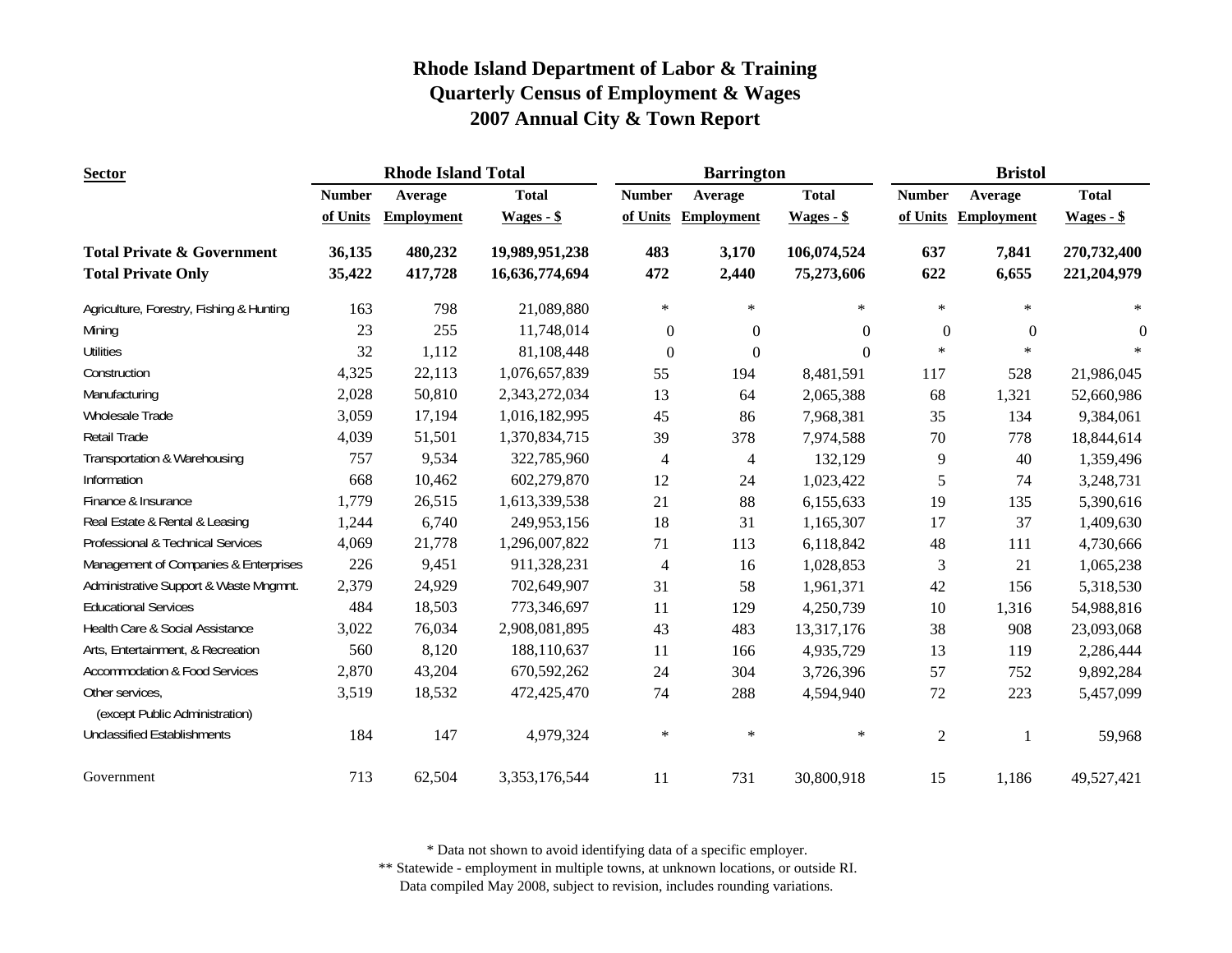# Rhode Island Department of Labor & Training
## Quarterly Census of Employment & Wages
## 2007 Annual City & Town Report

| Sector | Rhode Island Total | | | Barrington | | | Bristol | | |
|---|---|---|---|---|---|---|---|---|---|
| | Number of Units | Average Employment | Total Wages - $ | Number of Units | Average Employment | Total Wages - $ | Number of Units | Average Employment | Total Wages - $ |
| **Total Private & Government** | **36,135** | **480,232** | **19,989,951,238** | **483** | **3,170** | **106,074,524** | **637** | **7,841** | **270,732,400** |
| **Total Private Only** | **35,422** | **417,728** | **16,636,774,694** | **472** | **2,440** | **75,273,606** | **622** | **6,655** | **221,204,979** |
| Agriculture, Forestry, Fishing & Hunting | 163 | 798 | 21,089,880 | * | * | * | * | * | * |
| Mining | 23 | 255 | 11,748,014 | 0 | 0 | 0 | 0 | 0 | 0 |
| Utilities | 32 | 1,112 | 81,108,448 | 0 | 0 | 0 | * | * | * |
| Construction | 4,325 | 22,113 | 1,076,657,839 | 55 | 194 | 8,481,591 | 117 | 528 | 21,986,045 |
| Manufacturing | 2,028 | 50,810 | 2,343,272,034 | 13 | 64 | 2,065,388 | 68 | 1,321 | 52,660,986 |
| Wholesale Trade | 3,059 | 17,194 | 1,016,182,995 | 45 | 86 | 7,968,381 | 35 | 134 | 9,384,061 |
| Retail Trade | 4,039 | 51,501 | 1,370,834,715 | 39 | 378 | 7,974,588 | 70 | 778 | 18,844,614 |
| Transportation & Warehousing | 757 | 9,534 | 322,785,960 | 4 | 4 | 132,129 | 9 | 40 | 1,359,496 |
| Information | 668 | 10,462 | 602,279,870 | 12 | 24 | 1,023,422 | 5 | 74 | 3,248,731 |
| Finance & Insurance | 1,779 | 26,515 | 1,613,339,538 | 21 | 88 | 6,155,633 | 19 | 135 | 5,390,616 |
| Real Estate & Rental & Leasing | 1,244 | 6,740 | 249,953,156 | 18 | 31 | 1,165,307 | 17 | 37 | 1,409,630 |
| Professional & Technical Services | 4,069 | 21,778 | 1,296,007,822 | 71 | 113 | 6,118,842 | 48 | 111 | 4,730,666 |
| Management of Companies & Enterprises | 226 | 9,451 | 911,328,231 | 4 | 16 | 1,028,853 | 3 | 21 | 1,065,238 |
| Administrative Support & Waste Mngmnt. | 2,379 | 24,929 | 702,649,907 | 31 | 58 | 1,961,371 | 42 | 156 | 5,318,530 |
| Educational Services | 484 | 18,503 | 773,346,697 | 11 | 129 | 4,250,739 | 10 | 1,316 | 54,988,816 |
| Health Care & Social Assistance | 3,022 | 76,034 | 2,908,081,895 | 43 | 483 | 13,317,176 | 38 | 908 | 23,093,068 |
| Arts, Entertainment, & Recreation | 560 | 8,120 | 188,110,637 | 11 | 166 | 4,935,729 | 13 | 119 | 2,286,444 |
| Accommodation & Food Services | 2,870 | 43,204 | 670,592,262 | 24 | 304 | 3,726,396 | 57 | 752 | 9,892,284 |
| Other services, (except Public Administration) | 3,519 | 18,532 | 472,425,470 | 74 | 288 | 4,594,940 | 72 | 223 | 5,457,099 |
| Unclassified Establishments | 184 | 147 | 4,979,324 | * | * | * | 2 | 1 | 59,968 |
| Government | 713 | 62,504 | 3,353,176,544 | 11 | 731 | 30,800,918 | 15 | 1,186 | 49,527,421 |

\* Data not shown to avoid identifying data of a specific employer.

\** Statewide - employment in multiple towns, at unknown locations, or outside RI.

Data compiled May 2008, subject to revision, includes rounding variations.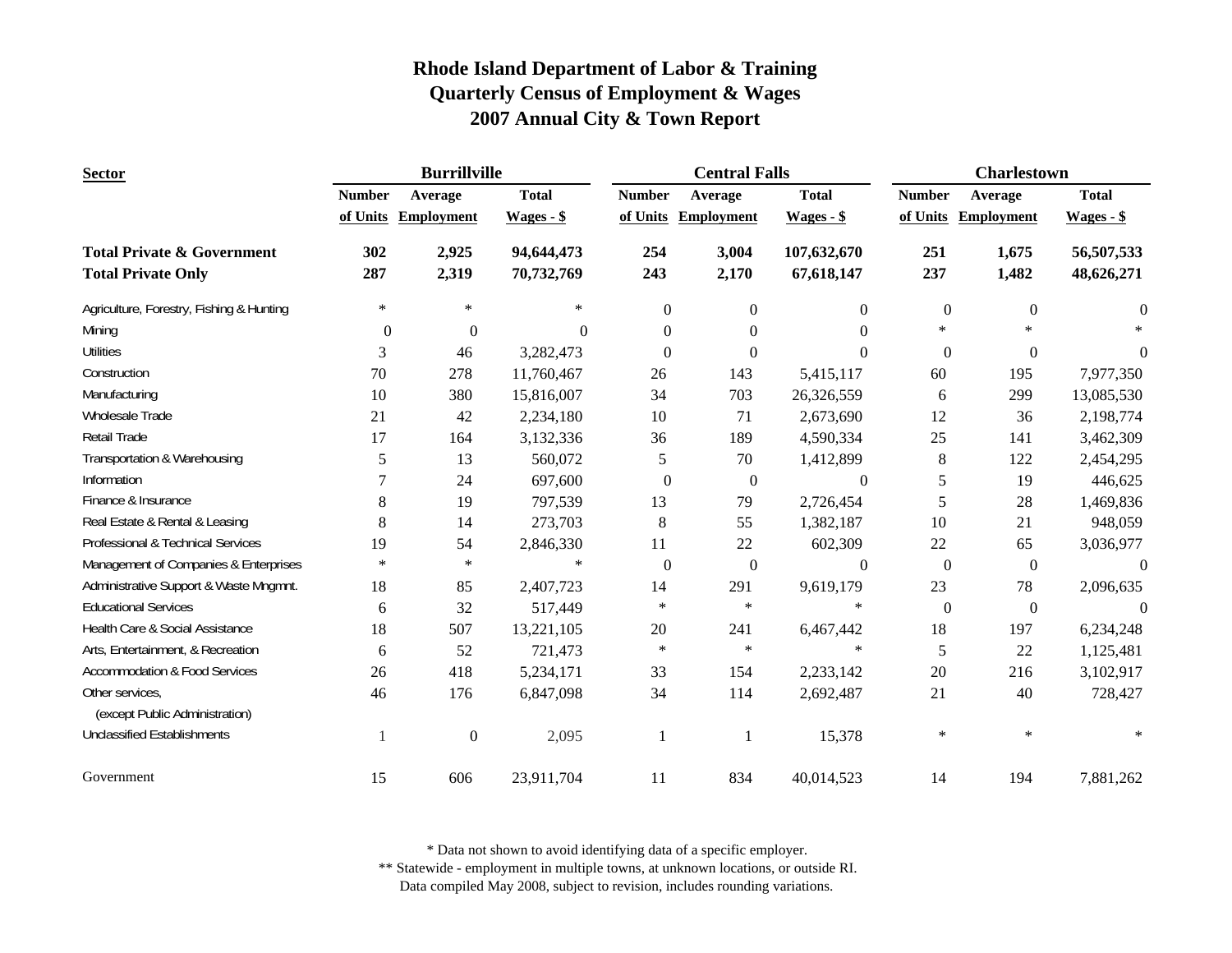# Rhode Island Department of Labor & Training
## Quarterly Census of Employment & Wages
## 2007 Annual City & Town Report

| Sector | Burrillville | | | Central Falls | | | Charlestown | | |
|---|---|---|---|---|---|---|---|---|---|
| | Number of Units | Average Employment | Total Wages - $ | Number of Units | Average Employment | Total Wages - $ | Number of Units | Average Employment | Total Wages - $ |
| **Total Private & Government** | **302** | **2,925** | **94,644,473** | **254** | **3,004** | **107,632,670** | **251** | **1,675** | **56,507,533** |
| **Total Private Only** | **287** | **2,319** | **70,732,769** | **243** | **2,170** | **67,618,147** | **237** | **1,482** | **48,626,271** |
| Agriculture, Forestry, Fishing & Hunting | * | * | * | 0 | 0 | 0 | 0 | 0 | 0 |
| Mining | 0 | 0 | 0 | 0 | 0 | 0 | * | * | * |
| Utilities | 3 | 46 | 3,282,473 | 0 | 0 | 0 | 0 | 0 | 0 |
| Construction | 70 | 278 | 11,760,467 | 26 | 143 | 5,415,117 | 60 | 195 | 7,977,350 |
| Manufacturing | 10 | 380 | 15,816,007 | 34 | 703 | 26,326,559 | 6 | 299 | 13,085,530 |
| Wholesale Trade | 21 | 42 | 2,234,180 | 10 | 71 | 2,673,690 | 12 | 36 | 2,198,774 |
| Retail Trade | 17 | 164 | 3,132,336 | 36 | 189 | 4,590,334 | 25 | 141 | 3,462,309 |
| Transportation & Warehousing | 5 | 13 | 560,072 | 5 | 70 | 1,412,899 | 8 | 122 | 2,454,295 |
| Information | 7 | 24 | 697,600 | 0 | 0 | 0 | 5 | 19 | 446,625 |
| Finance & Insurance | 8 | 19 | 797,539 | 13 | 79 | 2,726,454 | 5 | 28 | 1,469,836 |
| Real Estate & Rental & Leasing | 8 | 14 | 273,703 | 8 | 55 | 1,382,187 | 10 | 21 | 948,059 |
| Professional & Technical Services | 19 | 54 | 2,846,330 | 11 | 22 | 602,309 | 22 | 65 | 3,036,977 |
| Management of Companies & Enterprises | * | * | * | 0 | 0 | 0 | 0 | 0 | 0 |
| Administrative Support & Waste Mngmnt. | 18 | 85 | 2,407,723 | 14 | 291 | 9,619,179 | 23 | 78 | 2,096,635 |
| Educational Services | 6 | 32 | 517,449 | * | * | * | 0 | 0 | 0 |
| Health Care & Social Assistance | 18 | 507 | 13,221,105 | 20 | 241 | 6,467,442 | 18 | 197 | 6,234,248 |
| Arts, Entertainment, & Recreation | 6 | 52 | 721,473 | * | * | * | 5 | 22 | 1,125,481 |
| Accommodation & Food Services | 26 | 418 | 5,234,171 | 33 | 154 | 2,233,142 | 20 | 216 | 3,102,917 |
| Other services, (except Public Administration) | 46 | 176 | 6,847,098 | 34 | 114 | 2,692,487 | 21 | 40 | 728,427 |
| Unclassified Establishments | 1 | 0 | 2,095 | 1 | 1 | 15,378 | * | * | * |
| Government | 15 | 606 | 23,911,704 | 11 | 834 | 40,014,523 | 14 | 194 | 7,881,262 |

* Data not shown to avoid identifying data of a specific employer.
** Statewide - employment in multiple towns, at unknown locations, or outside RI.
Data compiled May 2008, subject to revision, includes rounding variations.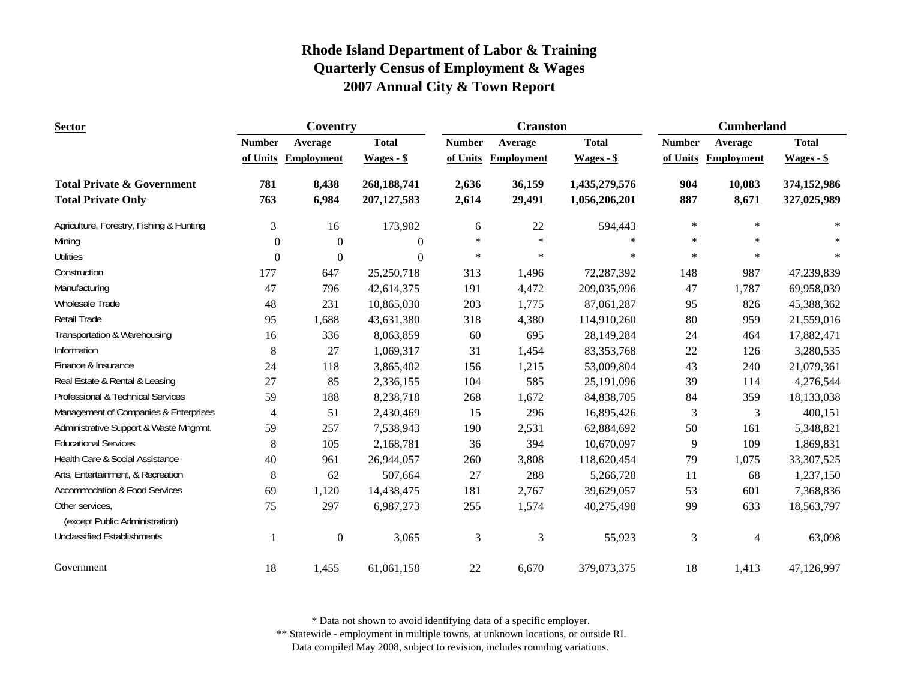# Rhode Island Department of Labor & Training
## Quarterly Census of Employment & Wages
## 2007 Annual City & Town Report

| Sector | Coventry | | | Cranston | | | Cumberland | | |
|---|---|---|---|---|---|---|---|---|---|
| | Number of Units | Average Employment | Total Wages - $ | Number of Units | Average Employment | Total Wages - $ | Number of Units | Average Employment | Total Wages - $ |
| **Total Private & Government** | **781** | **8,438** | **268,188,741** | **2,636** | **36,159** | **1,435,279,576** | **904** | **10,083** | **374,152,986** |
| **Total Private Only** | **763** | **6,984** | **207,127,583** | **2,614** | **29,491** | **1,056,206,201** | **887** | **8,671** | **327,025,989** |
| Agriculture, Forestry, Fishing & Hunting | 3 | 16 | 173,902 | 6 | 22 | 594,443 | * | * | * |
| Mining | 0 | 0 | 0 | * | * | * | * | * | * |
| Utilities | 0 | 0 | 0 | * | * | * | * | * | * |
| Construction | 177 | 647 | 25,250,718 | 313 | 1,496 | 72,287,392 | 148 | 987 | 47,239,839 |
| Manufacturing | 47 | 796 | 42,614,375 | 191 | 4,472 | 209,035,996 | 47 | 1,787 | 69,958,039 |
| Wholesale Trade | 48 | 231 | 10,865,030 | 203 | 1,775 | 87,061,287 | 95 | 826 | 45,388,362 |
| Retail Trade | 95 | 1,688 | 43,631,380 | 318 | 4,380 | 114,910,260 | 80 | 959 | 21,559,016 |
| Transportation & Warehousing | 16 | 336 | 8,063,859 | 60 | 695 | 28,149,284 | 24 | 464 | 17,882,471 |
| Information | 8 | 27 | 1,069,317 | 31 | 1,454 | 83,353,768 | 22 | 126 | 3,280,535 |
| Finance & Insurance | 24 | 118 | 3,865,402 | 156 | 1,215 | 53,009,804 | 43 | 240 | 21,079,361 |
| Real Estate & Rental & Leasing | 27 | 85 | 2,336,155 | 104 | 585 | 25,191,096 | 39 | 114 | 4,276,544 |
| Professional & Technical Services | 59 | 188 | 8,238,718 | 268 | 1,672 | 84,838,705 | 84 | 359 | 18,133,038 |
| Management of Companies & Enterprises | 4 | 51 | 2,430,469 | 15 | 296 | 16,895,426 | 3 | 3 | 400,151 |
| Administrative Support & Waste Mngmnt. | 59 | 257 | 7,538,943 | 190 | 2,531 | 62,884,692 | 50 | 161 | 5,348,821 |
| Educational Services | 8 | 105 | 2,168,781 | 36 | 394 | 10,670,097 | 9 | 109 | 1,869,831 |
| Health Care & Social Assistance | 40 | 961 | 26,944,057 | 260 | 3,808 | 118,620,454 | 79 | 1,075 | 33,307,525 |
| Arts, Entertainment, & Recreation | 8 | 62 | 507,664 | 27 | 288 | 5,266,728 | 11 | 68 | 1,237,150 |
| Accommodation & Food Services | 69 | 1,120 | 14,438,475 | 181 | 2,767 | 39,629,057 | 53 | 601 | 7,368,836 |
| Other services, (except Public Administration) | 75 | 297 | 6,987,273 | 255 | 1,574 | 40,275,498 | 99 | 633 | 18,563,797 |
| Unclassified Establishments | 1 | 0 | 3,065 | 3 | 3 | 55,923 | 3 | 4 | 63,098 |
| Government | 18 | 1,455 | 61,061,158 | 22 | 6,670 | 379,073,375 | 18 | 1,413 | 47,126,997 |

* Data not shown to avoid identifying data of a specific employer.
** Statewide - employment in multiple towns, at unknown locations, or outside RI.
Data compiled May 2008, subject to revision, includes rounding variations.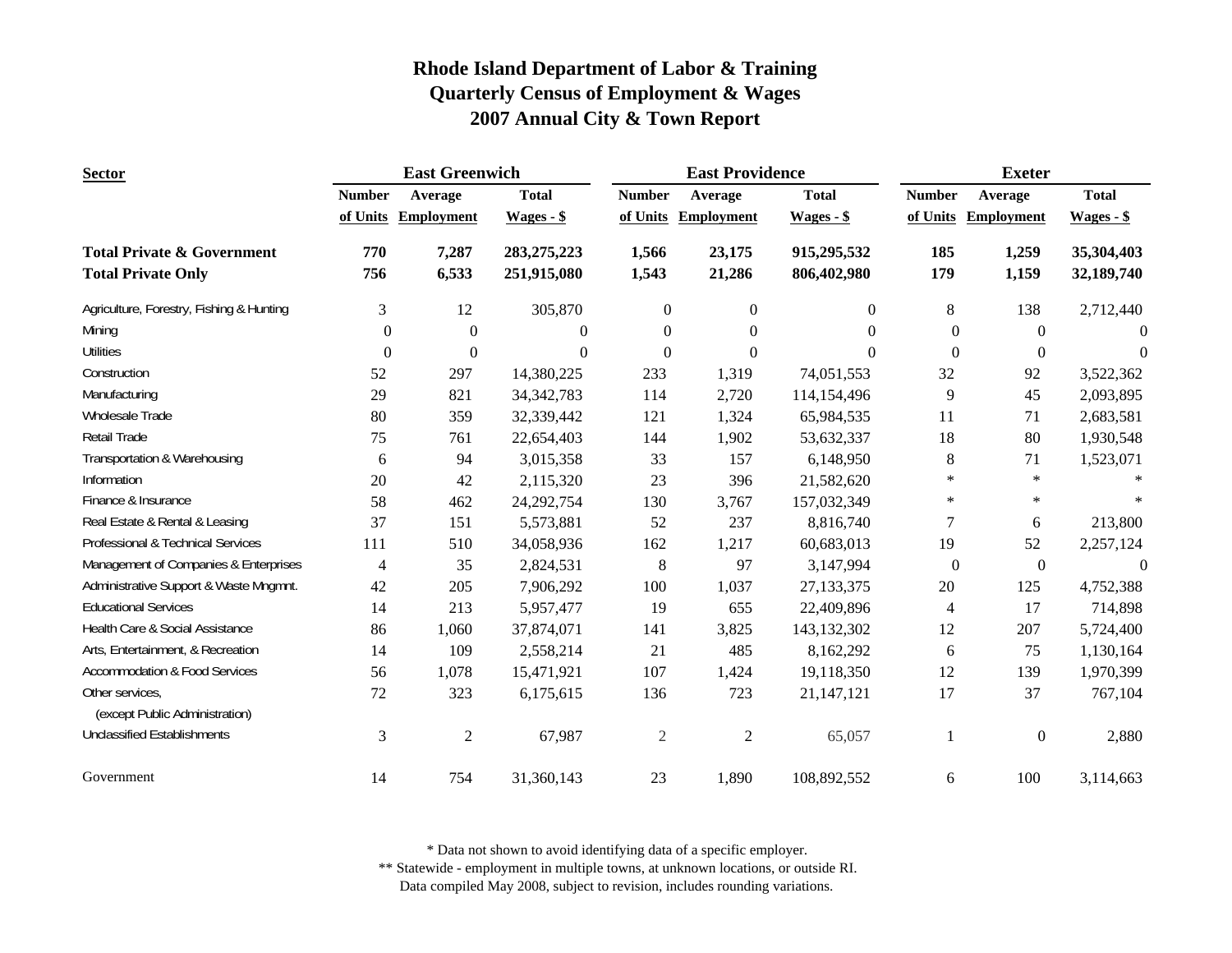# Rhode Island Department of Labor & Training
## Quarterly Census of Employment & Wages
## 2007 Annual City & Town Report

| Sector | East Greenwich | | | East Providence | | | Exeter | | |
|---|---|---|---|---|---|---|---|---|---|
| | Number of Units | Average Employment | Total Wages - $ | Number of Units | Average Employment | Total Wages - $ | Number of Units | Average Employment | Total Wages - $ |
| **Total Private & Government** | **770** | **7,287** | **283,275,223** | **1,566** | **23,175** | **915,295,532** | **185** | **1,259** | **35,304,403** |
| **Total Private Only** | **756** | **6,533** | **251,915,080** | **1,543** | **21,286** | **806,402,980** | **179** | **1,159** | **32,189,740** |
| Agriculture, Forestry, Fishing & Hunting | 3 | 12 | 305,870 | 0 | 0 | 0 | 8 | 138 | 2,712,440 |
| Mining | 0 | 0 | 0 | 0 | 0 | 0 | 0 | 0 | 0 |
| Utilities | 0 | 0 | 0 | 0 | 0 | 0 | 0 | 0 | 0 |
| Construction | 52 | 297 | 14,380,225 | 233 | 1,319 | 74,051,553 | 32 | 92 | 3,522,362 |
| Manufacturing | 29 | 821 | 34,342,783 | 114 | 2,720 | 114,154,496 | 9 | 45 | 2,093,895 |
| Wholesale Trade | 80 | 359 | 32,339,442 | 121 | 1,324 | 65,984,535 | 11 | 71 | 2,683,581 |
| Retail Trade | 75 | 761 | 22,654,403 | 144 | 1,902 | 53,632,337 | 18 | 80 | 1,930,548 |
| Transportation & Warehousing | 6 | 94 | 3,015,358 | 33 | 157 | 6,148,950 | 8 | 71 | 1,523,071 |
| Information | 20 | 42 | 2,115,320 | 23 | 396 | 21,582,620 | * | * | * |
| Finance & Insurance | 58 | 462 | 24,292,754 | 130 | 3,767 | 157,032,349 | * | * | * |
| Real Estate & Rental & Leasing | 37 | 151 | 5,573,881 | 52 | 237 | 8,816,740 | 7 | 6 | 213,800 |
| Professional & Technical Services | 111 | 510 | 34,058,936 | 162 | 1,217 | 60,683,013 | 19 | 52 | 2,257,124 |
| Management of Companies & Enterprises | 4 | 35 | 2,824,531 | 8 | 97 | 3,147,994 | 0 | 0 | 0 |
| Administrative Support & Waste Mngmnt. | 42 | 205 | 7,906,292 | 100 | 1,037 | 27,133,375 | 20 | 125 | 4,752,388 |
| Educational Services | 14 | 213 | 5,957,477 | 19 | 655 | 22,409,896 | 4 | 17 | 714,898 |
| Health Care & Social Assistance | 86 | 1,060 | 37,874,071 | 141 | 3,825 | 143,132,302 | 12 | 207 | 5,724,400 |
| Arts, Entertainment, & Recreation | 14 | 109 | 2,558,214 | 21 | 485 | 8,162,292 | 6 | 75 | 1,130,164 |
| Accommodation & Food Services | 56 | 1,078 | 15,471,921 | 107 | 1,424 | 19,118,350 | 12 | 139 | 1,970,399 |
| Other services, (except Public Administration) | 72 | 323 | 6,175,615 | 136 | 723 | 21,147,121 | 17 | 37 | 767,104 |
| Unclassified Establishments | 3 | 2 | 67,987 | 2 | 2 | 65,057 | 1 | 0 | 2,880 |
| Government | 14 | 754 | 31,360,143 | 23 | 1,890 | 108,892,552 | 6 | 100 | 3,114,663 |

\* Data not shown to avoid identifying data of a specific employer.

\*\* Statewide - employment in multiple towns, at unknown locations, or outside RI.

Data compiled May 2008, subject to revision, includes rounding variations.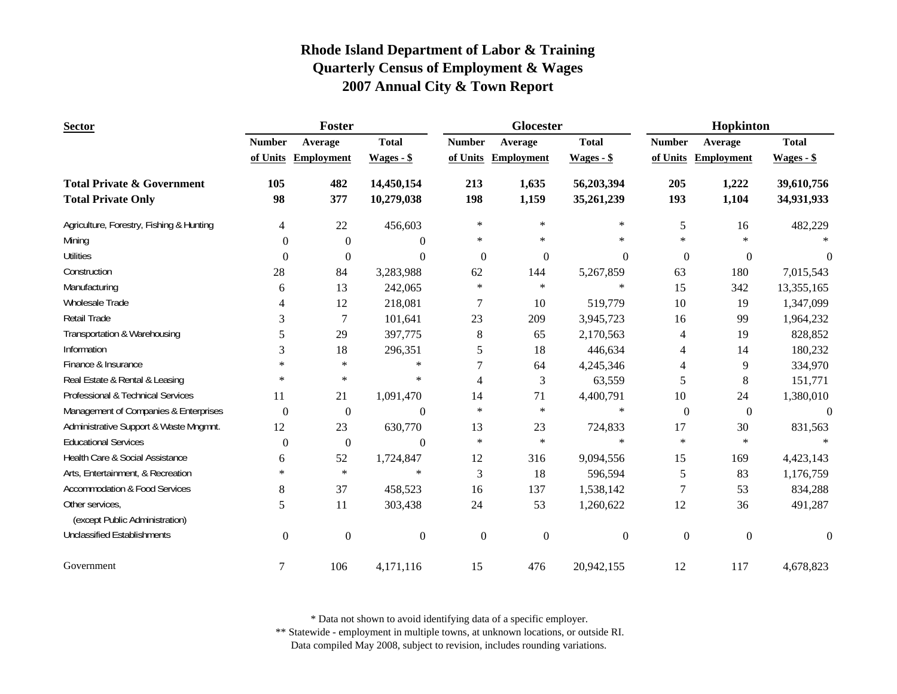# Rhode Island Department of Labor & Training
## Quarterly Census of Employment & Wages
## 2007 Annual City & Town Report

| Sector | Foster | | | Glocester | | | Hopkinton | | |
|---|---|---|---|---|---|---|---|---|---|
| | Number of Units | Average Employment | Total Wages - $ | Number of Units | Average Employment | Total Wages - $ | Number of Units | Average Employment | Total Wages - $ |
| **Total Private & Government** | **105** | **482** | **14,450,154** | **213** | **1,635** | **56,203,394** | **205** | **1,222** | **39,610,756** |
| **Total Private Only** | **98** | **377** | **10,279,038** | **198** | **1,159** | **35,261,239** | **193** | **1,104** | **34,931,933** |
| Agriculture, Forestry, Fishing & Hunting | 4 | 22 | 456,603 | * | * | * | 5 | 16 | 482,229 |
| Mining | 0 | 0 | 0 | * | * | * | * | * | * |
| Utilities | 0 | 0 | 0 | 0 | 0 | 0 | 0 | 0 | 0 |
| Construction | 28 | 84 | 3,283,988 | 62 | 144 | 5,267,859 | 63 | 180 | 7,015,543 |
| Manufacturing | 6 | 13 | 242,065 | * | * | * | 15 | 342 | 13,355,165 |
| Wholesale Trade | 4 | 12 | 218,081 | 7 | 10 | 519,779 | 10 | 19 | 1,347,099 |
| Retail Trade | 3 | 7 | 101,641 | 23 | 209 | 3,945,723 | 16 | 99 | 1,964,232 |
| Transportation & Warehousing | 5 | 29 | 397,775 | 8 | 65 | 2,170,563 | 4 | 19 | 828,852 |
| Information | 3 | 18 | 296,351 | 5 | 18 | 446,634 | 4 | 14 | 180,232 |
| Finance & Insurance | * | * | * | 7 | 64 | 4,245,346 | 4 | 9 | 334,970 |
| Real Estate & Rental & Leasing | * | * | * | 4 | 3 | 63,559 | 5 | 8 | 151,771 |
| Professional & Technical Services | 11 | 21 | 1,091,470 | 14 | 71 | 4,400,791 | 10 | 24 | 1,380,010 |
| Management of Companies & Enterprises | 0 | 0 | 0 | * | * | * | 0 | 0 | 0 |
| Administrative Support & Waste Mngmnt. | 12 | 23 | 630,770 | 13 | 23 | 724,833 | 17 | 30 | 831,563 |
| Educational Services | 0 | 0 | 0 | * | * | * | * | * | * |
| Health Care & Social Assistance | 6 | 52 | 1,724,847 | 12 | 316 | 9,094,556 | 15 | 169 | 4,423,143 |
| Arts, Entertainment, & Recreation | * | * | * | 3 | 18 | 596,594 | 5 | 83 | 1,176,759 |
| Accommodation & Food Services | 8 | 37 | 458,523 | 16 | 137 | 1,538,142 | 7 | 53 | 834,288 |
| Other services, (except Public Administration) | 5 | 11 | 303,438 | 24 | 53 | 1,260,622 | 12 | 36 | 491,287 |
| Unclassified Establishments | 0 | 0 | 0 | 0 | 0 | 0 | 0 | 0 | 0 |
| Government | 7 | 106 | 4,171,116 | 15 | 476 | 20,942,155 | 12 | 117 | 4,678,823 |

\* Data not shown to avoid identifying data of a specific employer.
\*\* Statewide - employment in multiple towns, at unknown locations, or outside RI.
Data compiled May 2008, subject to revision, includes rounding variations.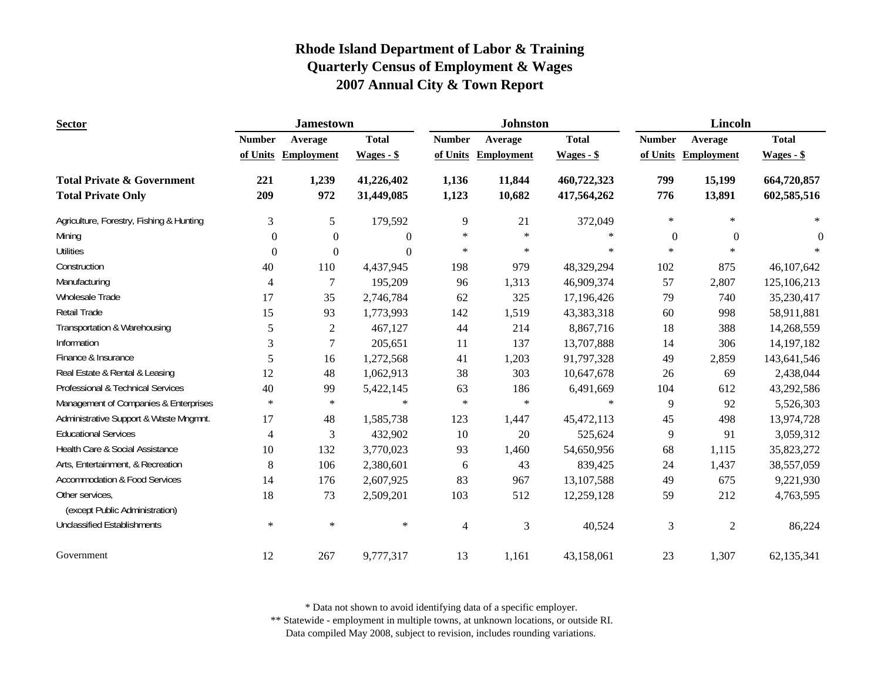# Rhode Island Department of Labor & Training
## Quarterly Census of Employment & Wages
## 2007 Annual City & Town Report

| Sector | Jamestown | | | Johnston | | | Lincoln | | |
|---|---|---|---|---|---|---|---|---|---|
| | Number of Units | Average Employment | Total Wages - $ | Number of Units | Average Employment | Total Wages - $ | Number of Units | Average Employment | Total Wages - $ |
| **Total Private & Government** | **221** | **1,239** | **41,226,402** | **1,136** | **11,844** | **460,722,323** | **799** | **15,199** | **664,720,857** |
| **Total Private Only** | **209** | **972** | **31,449,085** | **1,123** | **10,682** | **417,564,262** | **776** | **13,891** | **602,585,516** |
| Agriculture, Forestry, Fishing & Hunting | 3 | 5 | 179,592 | 9 | 21 | 372,049 | * | * | * |
| Mining | 0 | 0 | 0 | * | * | * | 0 | 0 | 0 |
| Utilities | 0 | 0 | 0 | * | * | * | * | * | * |
| Construction | 40 | 110 | 4,437,945 | 198 | 979 | 48,329,294 | 102 | 875 | 46,107,642 |
| Manufacturing | 4 | 7 | 195,209 | 96 | 1,313 | 46,909,374 | 57 | 2,807 | 125,106,213 |
| Wholesale Trade | 17 | 35 | 2,746,784 | 62 | 325 | 17,196,426 | 79 | 740 | 35,230,417 |
| Retail Trade | 15 | 93 | 1,773,993 | 142 | 1,519 | 43,383,318 | 60 | 998 | 58,911,881 |
| Transportation & Warehousing | 5 | 2 | 467,127 | 44 | 214 | 8,867,716 | 18 | 388 | 14,268,559 |
| Information | 3 | 7 | 205,651 | 11 | 137 | 13,707,888 | 14 | 306 | 14,197,182 |
| Finance & Insurance | 5 | 16 | 1,272,568 | 41 | 1,203 | 91,797,328 | 49 | 2,859 | 143,641,546 |
| Real Estate & Rental & Leasing | 12 | 48 | 1,062,913 | 38 | 303 | 10,647,678 | 26 | 69 | 2,438,044 |
| Professional & Technical Services | 40 | 99 | 5,422,145 | 63 | 186 | 6,491,669 | 104 | 612 | 43,292,586 |
| Management of Companies & Enterprises | * | * | * | * | * | * | 9 | 92 | 5,526,303 |
| Administrative Support & Waste Mngmnt. | 17 | 48 | 1,585,738 | 123 | 1,447 | 45,472,113 | 45 | 498 | 13,974,728 |
| Educational Services | 4 | 3 | 432,902 | 10 | 20 | 525,624 | 9 | 91 | 3,059,312 |
| Health Care & Social Assistance | 10 | 132 | 3,770,023 | 93 | 1,460 | 54,650,956 | 68 | 1,115 | 35,823,272 |
| Arts, Entertainment, & Recreation | 8 | 106 | 2,380,601 | 6 | 43 | 839,425 | 24 | 1,437 | 38,557,059 |
| Accommodation & Food Services | 14 | 176 | 2,607,925 | 83 | 967 | 13,107,588 | 49 | 675 | 9,221,930 |
| Other services, (except Public Administration) | 18 | 73 | 2,509,201 | 103 | 512 | 12,259,128 | 59 | 212 | 4,763,595 |
| Unclassified Establishments | * | * | * | 4 | 3 | 40,524 | 3 | 2 | 86,224 |
| Government | 12 | 267 | 9,777,317 | 13 | 1,161 | 43,158,061 | 23 | 1,307 | 62,135,341 |

* Data not shown to avoid identifying data of a specific employer.

** Statewide - employment in multiple towns, at unknown locations, or outside RI.

Data compiled May 2008, subject to revision, includes rounding variations.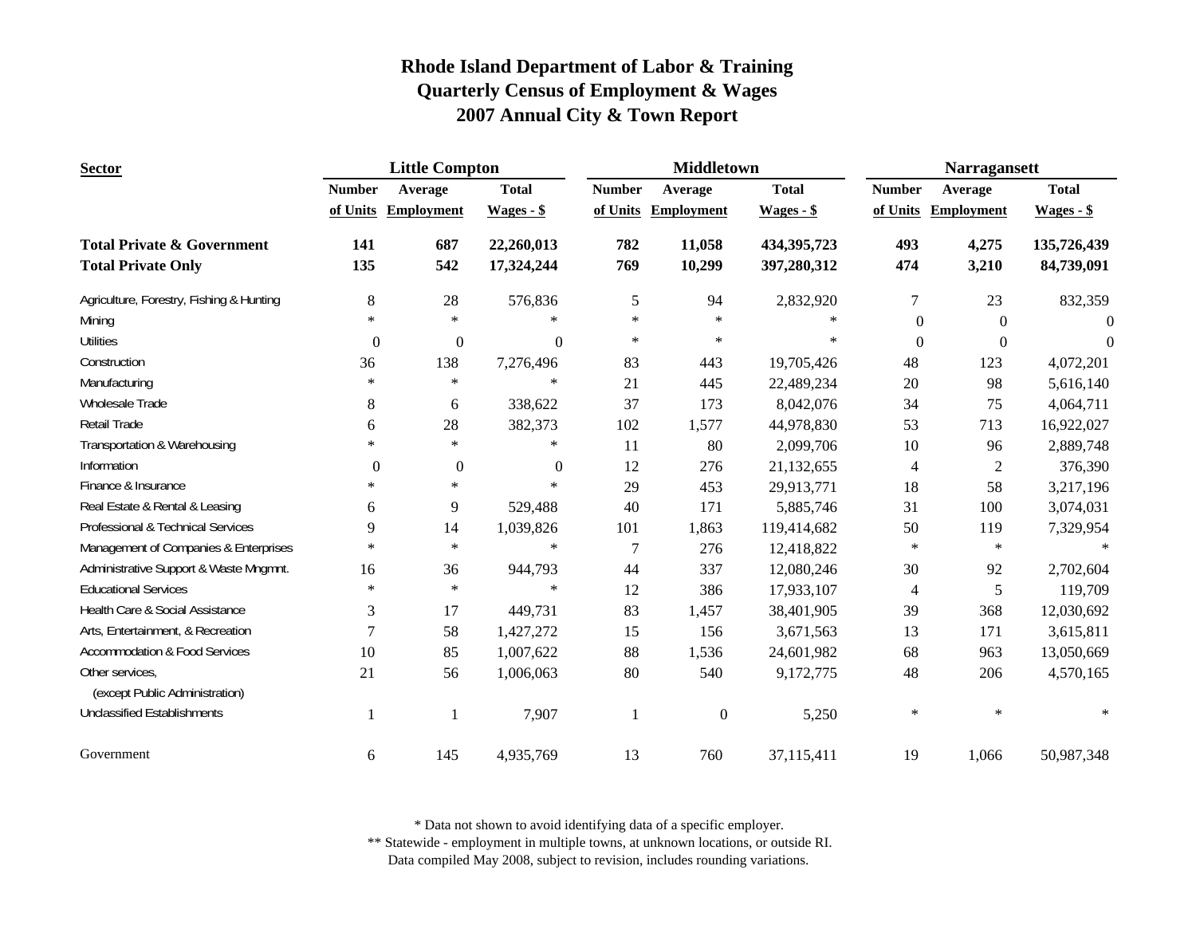# Rhode Island Department of Labor & Training
## Quarterly Census of Employment & Wages
## 2007 Annual City & Town Report

| Sector | Little Compton | | | Middletown | | | Narragansett | | |
|---|---|---|---|---|---|---|---|---|---|
| | Number of Units | Average Employment | Total Wages - $ | Number of Units | Average Employment | Total Wages - $ | Number of Units | Average Employment | Total Wages - $ |
| **Total Private & Government** | **141** | **687** | **22,260,013** | **782** | **11,058** | **434,395,723** | **493** | **4,275** | **135,726,439** |
| **Total Private Only** | **135** | **542** | **17,324,244** | **769** | **10,299** | **397,280,312** | **474** | **3,210** | **84,739,091** |
| Agriculture, Forestry, Fishing & Hunting | 8 | 28 | 576,836 | 5 | 94 | 2,832,920 | 7 | 23 | 832,359 |
| Mining | * | * | * | * | * | * | 0 | 0 | 0 |
| Utilities | 0 | 0 | 0 | * | * | * | 0 | 0 | 0 |
| Construction | 36 | 138 | 7,276,496 | 83 | 443 | 19,705,426 | 48 | 123 | 4,072,201 |
| Manufacturing | * | * | * | 21 | 445 | 22,489,234 | 20 | 98 | 5,616,140 |
| Wholesale Trade | 8 | 6 | 338,622 | 37 | 173 | 8,042,076 | 34 | 75 | 4,064,711 |
| Retail Trade | 6 | 28 | 382,373 | 102 | 1,577 | 44,978,830 | 53 | 713 | 16,922,027 |
| Transportation & Warehousing | * | * | * | 11 | 80 | 2,099,706 | 10 | 96 | 2,889,748 |
| Information | 0 | 0 | 0 | 12 | 276 | 21,132,655 | 4 | 2 | 376,390 |
| Finance & Insurance | * | * | * | 29 | 453 | 29,913,771 | 18 | 58 | 3,217,196 |
| Real Estate & Rental & Leasing | 6 | 9 | 529,488 | 40 | 171 | 5,885,746 | 31 | 100 | 3,074,031 |
| Professional & Technical Services | 9 | 14 | 1,039,826 | 101 | 1,863 | 119,414,682 | 50 | 119 | 7,329,954 |
| Management of Companies & Enterprises | * | * | * | 7 | 276 | 12,418,822 | * | * | * |
| Administrative Support & Waste Mngmnt. | 16 | 36 | 944,793 | 44 | 337 | 12,080,246 | 30 | 92 | 2,702,604 |
| Educational Services | * | * | * | 12 | 386 | 17,933,107 | 4 | 5 | 119,709 |
| Health Care & Social Assistance | 3 | 17 | 449,731 | 83 | 1,457 | 38,401,905 | 39 | 368 | 12,030,692 |
| Arts, Entertainment, & Recreation | 7 | 58 | 1,427,272 | 15 | 156 | 3,671,563 | 13 | 171 | 3,615,811 |
| Accommodation & Food Services | 10 | 85 | 1,007,622 | 88 | 1,536 | 24,601,982 | 68 | 963 | 13,050,669 |
| Other services, (except Public Administration) | 21 | 56 | 1,006,063 | 80 | 540 | 9,172,775 | 48 | 206 | 4,570,165 |
| Unclassified Establishments | 1 | 1 | 7,907 | 1 | 0 | 5,250 | * | * | * |
| Government | 6 | 145 | 4,935,769 | 13 | 760 | 37,115,411 | 19 | 1,066 | 50,987,348 |

* Data not shown to avoid identifying data of a specific employer.
** Statewide - employment in multiple towns, at unknown locations, or outside RI.
Data compiled May 2008, subject to revision, includes rounding variations.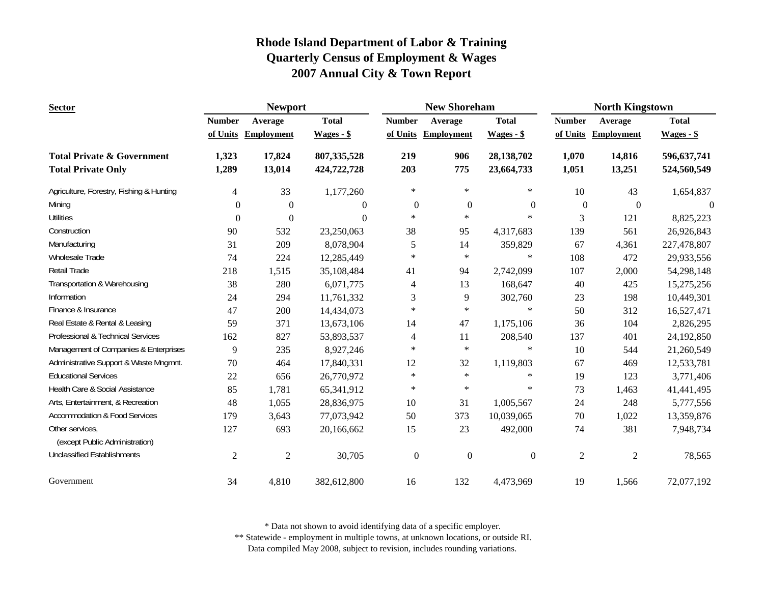# Rhode Island Department of Labor & Training
## Quarterly Census of Employment & Wages
## 2007 Annual City & Town Report

| Sector | Newport | | | New Shoreham | | | North Kingstown | | |
|---|---|---|---|---|---|---|---|---|---|
| | Number of Units | Average Employment | Total Wages - $ | Number of Units | Average Employment | Total Wages - $ | Number of Units | Average Employment | Total Wages - $ |
| **Total Private & Government** | **1,323** | **17,824** | **807,335,528** | **219** | **906** | **28,138,702** | **1,070** | **14,816** | **596,637,741** |
| **Total Private Only** | **1,289** | **13,014** | **424,722,728** | **203** | **775** | **23,664,733** | **1,051** | **13,251** | **524,560,549** |
| Agriculture, Forestry, Fishing & Hunting | 4 | 33 | 1,177,260 | * | * | * | 10 | 43 | 1,654,837 |
| Mining | 0 | 0 | 0 | 0 | 0 | 0 | 0 | 0 | 0 |
| Utilities | 0 | 0 | 0 | * | * | * | 3 | 121 | 8,825,223 |
| Construction | 90 | 532 | 23,250,063 | 38 | 95 | 4,317,683 | 139 | 561 | 26,926,843 |
| Manufacturing | 31 | 209 | 8,078,904 | 5 | 14 | 359,829 | 67 | 4,361 | 227,478,807 |
| Wholesale Trade | 74 | 224 | 12,285,449 | * | * | * | 108 | 472 | 29,933,556 |
| Retail Trade | 218 | 1,515 | 35,108,484 | 41 | 94 | 2,742,099 | 107 | 2,000 | 54,298,148 |
| Transportation & Warehousing | 38 | 280 | 6,071,775 | 4 | 13 | 168,647 | 40 | 425 | 15,275,256 |
| Information | 24 | 294 | 11,761,332 | 3 | 9 | 302,760 | 23 | 198 | 10,449,301 |
| Finance & Insurance | 47 | 200 | 14,434,073 | * | * | * | 50 | 312 | 16,527,471 |
| Real Estate & Rental & Leasing | 59 | 371 | 13,673,106 | 14 | 47 | 1,175,106 | 36 | 104 | 2,826,295 |
| Professional & Technical Services | 162 | 827 | 53,893,537 | 4 | 11 | 208,540 | 137 | 401 | 24,192,850 |
| Management of Companies & Enterprises | 9 | 235 | 8,927,246 | * | * | * | 10 | 544 | 21,260,549 |
| Administrative Support & Waste Mngmnt. | 70 | 464 | 17,840,331 | 12 | 32 | 1,119,803 | 67 | 469 | 12,533,781 |
| Educational Services | 22 | 656 | 26,770,972 | * | * | * | 19 | 123 | 3,771,406 |
| Health Care & Social Assistance | 85 | 1,781 | 65,341,912 | * | * | * | 73 | 1,463 | 41,441,495 |
| Arts, Entertainment, & Recreation | 48 | 1,055 | 28,836,975 | 10 | 31 | 1,005,567 | 24 | 248 | 5,777,556 |
| Accommodation & Food Services | 179 | 3,643 | 77,073,942 | 50 | 373 | 10,039,065 | 70 | 1,022 | 13,359,876 |
| Other services, (except Public Administration) | 127 | 693 | 20,166,662 | 15 | 23 | 492,000 | 74 | 381 | 7,948,734 |
| Unclassified Establishments | 2 | 2 | 30,705 | 0 | 0 | 0 | 2 | 2 | 78,565 |
| Government | 34 | 4,810 | 382,612,800 | 16 | 132 | 4,473,969 | 19 | 1,566 | 72,077,192 |

\* Data not shown to avoid identifying data of a specific employer.

\*\* Statewide - employment in multiple towns, at unknown locations, or outside RI.

Data compiled May 2008, subject to revision, includes rounding variations.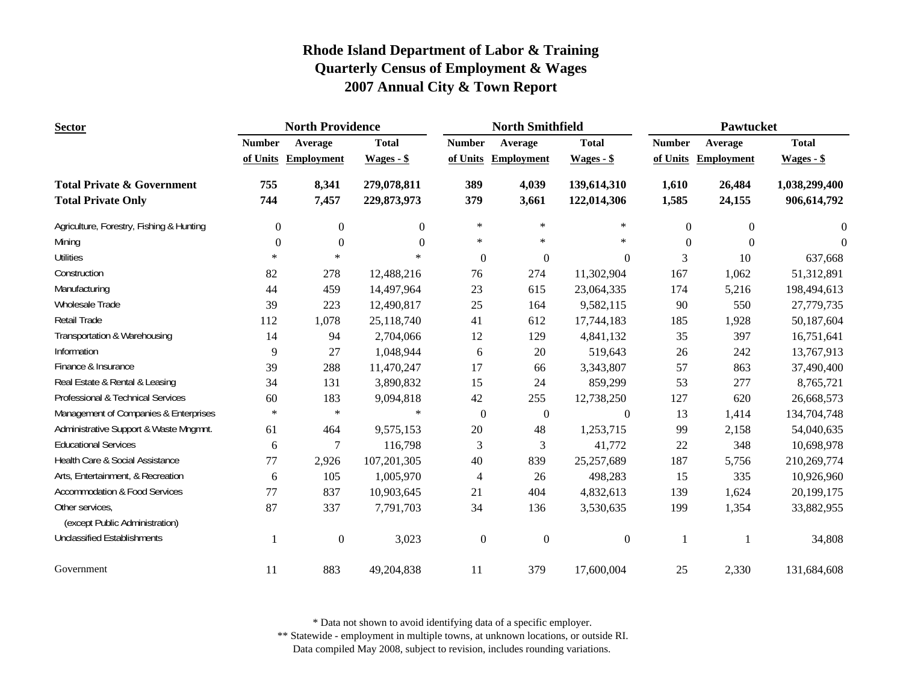# Rhode Island Department of Labor & Training
## Quarterly Census of Employment & Wages
## 2007 Annual City & Town Report

| Sector | North Providence | | | North Smithfield | | | Pawtucket | | |
|---|---|---|---|---|---|---|---|---|---|
| | Number of Units | Average Employment | Total Wages - $ | Number of Units | Average Employment | Total Wages - $ | Number of Units | Average Employment | Total Wages - $ |
| **Total Private & Government** | **755** | **8,341** | **279,078,811** | **389** | **4,039** | **139,614,310** | **1,610** | **26,484** | **1,038,299,400** |
| **Total Private Only** | **744** | **7,457** | **229,873,973** | **379** | **3,661** | **122,014,306** | **1,585** | **24,155** | **906,614,792** |
| Agriculture, Forestry, Fishing & Hunting | 0 | 0 | 0 | * | * | * | 0 | 0 | 0 |
| Mining | 0 | 0 | 0 | * | * | * | 0 | 0 | 0 |
| Utilities | * | * | * | 0 | 0 | 0 | 3 | 10 | 637,668 |
| Construction | 82 | 278 | 12,488,216 | 76 | 274 | 11,302,904 | 167 | 1,062 | 51,312,891 |
| Manufacturing | 44 | 459 | 14,497,964 | 23 | 615 | 23,064,335 | 174 | 5,216 | 198,494,613 |
| Wholesale Trade | 39 | 223 | 12,490,817 | 25 | 164 | 9,582,115 | 90 | 550 | 27,779,735 |
| Retail Trade | 112 | 1,078 | 25,118,740 | 41 | 612 | 17,744,183 | 185 | 1,928 | 50,187,604 |
| Transportation & Warehousing | 14 | 94 | 2,704,066 | 12 | 129 | 4,841,132 | 35 | 397 | 16,751,641 |
| Information | 9 | 27 | 1,048,944 | 6 | 20 | 519,643 | 26 | 242 | 13,767,913 |
| Finance & Insurance | 39 | 288 | 11,470,247 | 17 | 66 | 3,343,807 | 57 | 863 | 37,490,400 |
| Real Estate & Rental & Leasing | 34 | 131 | 3,890,832 | 15 | 24 | 859,299 | 53 | 277 | 8,765,721 |
| Professional & Technical Services | 60 | 183 | 9,094,818 | 42 | 255 | 12,738,250 | 127 | 620 | 26,668,573 |
| Management of Companies & Enterprises | * | * | * | 0 | 0 | 0 | 13 | 1,414 | 134,704,748 |
| Administrative Support & Waste Mngmnt. | 61 | 464 | 9,575,153 | 20 | 48 | 1,253,715 | 99 | 2,158 | 54,040,635 |
| Educational Services | 6 | 7 | 116,798 | 3 | 3 | 41,772 | 22 | 348 | 10,698,978 |
| Health Care & Social Assistance | 77 | 2,926 | 107,201,305 | 40 | 839 | 25,257,689 | 187 | 5,756 | 210,269,774 |
| Arts, Entertainment, & Recreation | 6 | 105 | 1,005,970 | 4 | 26 | 498,283 | 15 | 335 | 10,926,960 |
| Accommodation & Food Services | 77 | 837 | 10,903,645 | 21 | 404 | 4,832,613 | 139 | 1,624 | 20,199,175 |
| Other services, (except Public Administration) | 87 | 337 | 7,791,703 | 34 | 136 | 3,530,635 | 199 | 1,354 | 33,882,955 |
| Unclassified Establishments | 1 | 0 | 3,023 | 0 | 0 | 0 | 1 | 1 | 34,808 |
| Government | 11 | 883 | 49,204,838 | 11 | 379 | 17,600,004 | 25 | 2,330 | 131,684,608 |

\* Data not shown to avoid identifying data of a specific employer.
\*\* Statewide - employment in multiple towns, at unknown locations, or outside RI.
Data compiled May 2008, subject to revision, includes rounding variations.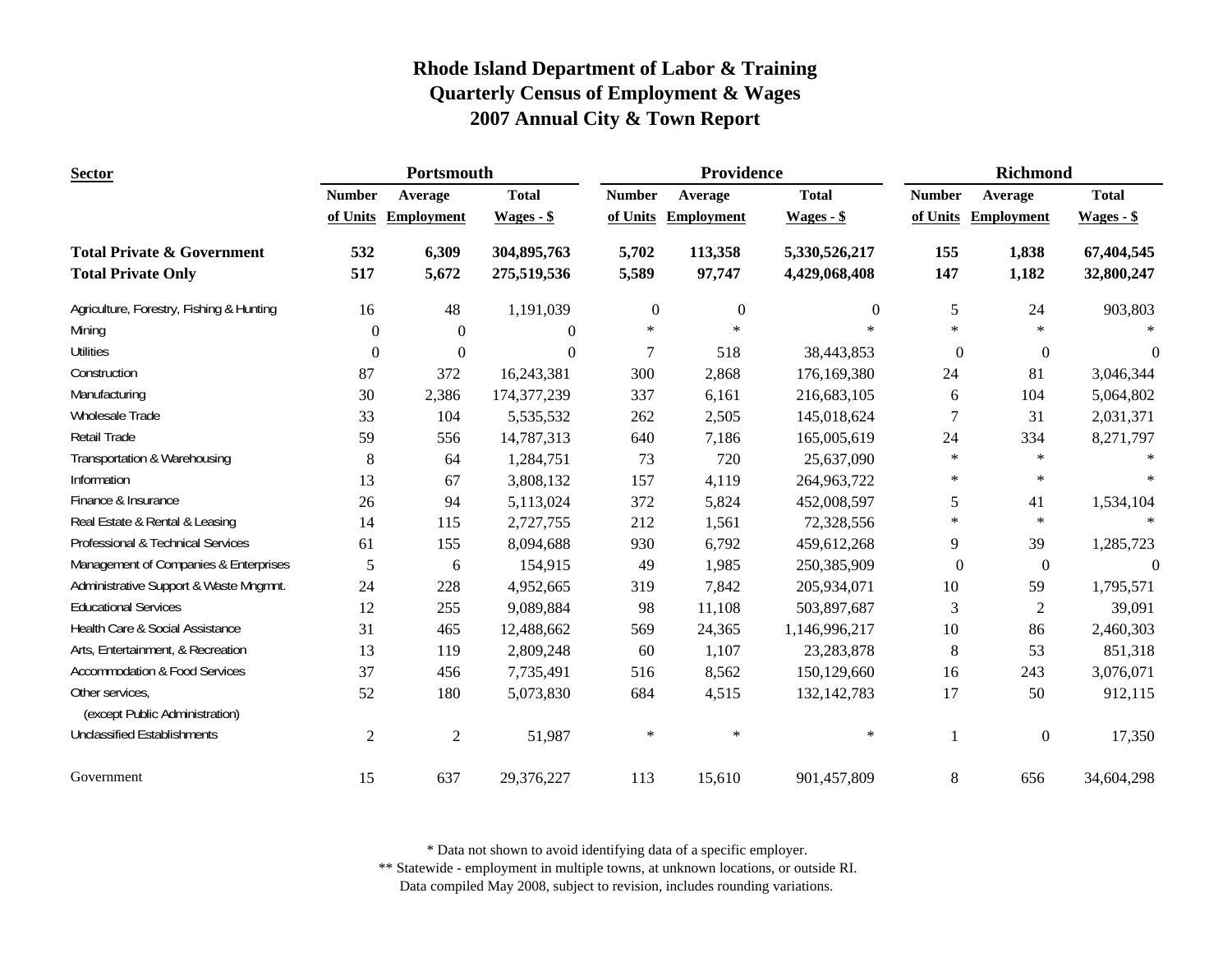# Rhode Island Department of Labor & Training
## Quarterly Census of Employment & Wages
## 2007 Annual City & Town Report

| Sector | Portsmouth | | | Providence | | | Richmond | | |
|---|---|---|---|---|---|---|---|---|---|
| | Number of Units | Average Employment | Total Wages - $ | Number of Units | Average Employment | Total Wages - $ | Number of Units | Average Employment | Total Wages - $ |
| **Total Private & Government** | **532** | **6,309** | **304,895,763** | **5,702** | **113,358** | **5,330,526,217** | **155** | **1,838** | **67,404,545** |
| **Total Private Only** | **517** | **5,672** | **275,519,536** | **5,589** | **97,747** | **4,429,068,408** | **147** | **1,182** | **32,800,247** |
| Agriculture, Forestry, Fishing & Hunting | 16 | 48 | 1,191,039 | 0 | 0 | 0 | 5 | 24 | 903,803 |
| Mining | 0 | 0 | 0 | * | * | * | * | * | * |
| Utilities | 0 | 0 | 0 | 7 | 518 | 38,443,853 | 0 | 0 | 0 |
| Construction | 87 | 372 | 16,243,381 | 300 | 2,868 | 176,169,380 | 24 | 81 | 3,046,344 |
| Manufacturing | 30 | 2,386 | 174,377,239 | 337 | 6,161 | 216,683,105 | 6 | 104 | 5,064,802 |
| Wholesale Trade | 33 | 104 | 5,535,532 | 262 | 2,505 | 145,018,624 | 7 | 31 | 2,031,371 |
| Retail Trade | 59 | 556 | 14,787,313 | 640 | 7,186 | 165,005,619 | 24 | 334 | 8,271,797 |
| Transportation & Warehousing | 8 | 64 | 1,284,751 | 73 | 720 | 25,637,090 | * | * | * |
| Information | 13 | 67 | 3,808,132 | 157 | 4,119 | 264,963,722 | * | * | * |
| Finance & Insurance | 26 | 94 | 5,113,024 | 372 | 5,824 | 452,008,597 | 5 | 41 | 1,534,104 |
| Real Estate & Rental & Leasing | 14 | 115 | 2,727,755 | 212 | 1,561 | 72,328,556 | * | * | * |
| Professional & Technical Services | 61 | 155 | 8,094,688 | 930 | 6,792 | 459,612,268 | 9 | 39 | 1,285,723 |
| Management of Companies & Enterprises | 5 | 6 | 154,915 | 49 | 1,985 | 250,385,909 | 0 | 0 | 0 |
| Administrative Support & Waste Mngmnt. | 24 | 228 | 4,952,665 | 319 | 7,842 | 205,934,071 | 10 | 59 | 1,795,571 |
| Educational Services | 12 | 255 | 9,089,884 | 98 | 11,108 | 503,897,687 | 3 | 2 | 39,091 |
| Health Care & Social Assistance | 31 | 465 | 12,488,662 | 569 | 24,365 | 1,146,996,217 | 10 | 86 | 2,460,303 |
| Arts, Entertainment, & Recreation | 13 | 119 | 2,809,248 | 60 | 1,107 | 23,283,878 | 8 | 53 | 851,318 |
| Accommodation & Food Services | 37 | 456 | 7,735,491 | 516 | 8,562 | 150,129,660 | 16 | 243 | 3,076,071 |
| Other services, (except Public Administration) | 52 | 180 | 5,073,830 | 684 | 4,515 | 132,142,783 | 17 | 50 | 912,115 |
| Unclassified Establishments | 2 | 2 | 51,987 | * | * | * | 1 | 0 | 17,350 |
| Government | 15 | 637 | 29,376,227 | 113 | 15,610 | 901,457,809 | 8 | 656 | 34,604,298 |

\* Data not shown to avoid identifying data of a specific employer.
\*\* Statewide - employment in multiple towns, at unknown locations, or outside RI.
Data compiled May 2008, subject to revision, includes rounding variations.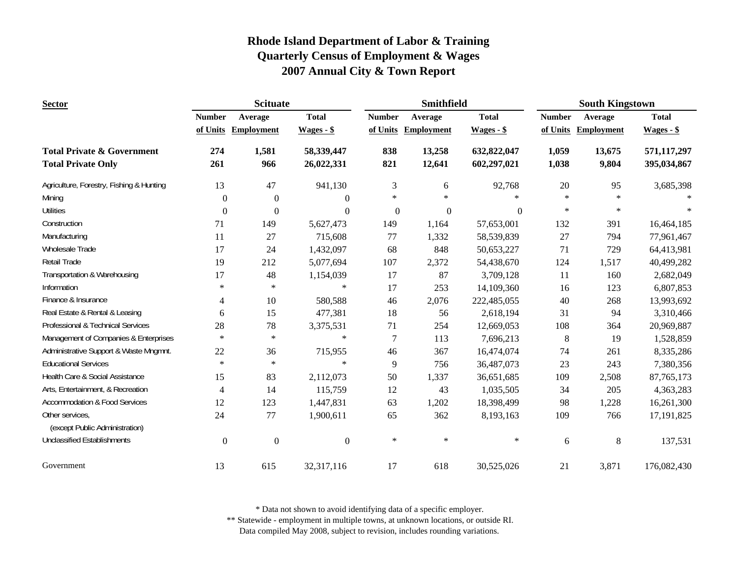# Rhode Island Department of Labor & Training
## Quarterly Census of Employment & Wages
## 2007 Annual City & Town Report

| Sector | Scituate | | | Smithfield | | | South Kingstown | | |
|---|---|---|---|---|---|---|---|---|---|
| | Number of Units | Average Employment | Total Wages - $ | Number of Units | Average Employment | Total Wages - $ | Number of Units | Average Employment | Total Wages - $ |
| **Total Private & Government** | **274** | **1,581** | **58,339,447** | **838** | **13,258** | **632,822,047** | **1,059** | **13,675** | **571,117,297** |
| **Total Private Only** | **261** | **966** | **26,022,331** | **821** | **12,641** | **602,297,021** | **1,038** | **9,804** | **395,034,867** |
| Agriculture, Forestry, Fishing & Hunting | 13 | 47 | 941,130 | 3 | 6 | 92,768 | 20 | 95 | 3,685,398 |
| Mining | 0 | 0 | 0 | * | * | * | * | * | * |
| Utilities | 0 | 0 | 0 | 0 | 0 | 0 | * | * | * |
| Construction | 71 | 149 | 5,627,473 | 149 | 1,164 | 57,653,001 | 132 | 391 | 16,464,185 |
| Manufacturing | 11 | 27 | 715,608 | 77 | 1,332 | 58,539,839 | 27 | 794 | 77,961,467 |
| Wholesale Trade | 17 | 24 | 1,432,097 | 68 | 848 | 50,653,227 | 71 | 729 | 64,413,981 |
| Retail Trade | 19 | 212 | 5,077,694 | 107 | 2,372 | 54,438,670 | 124 | 1,517 | 40,499,282 |
| Transportation & Warehousing | 17 | 48 | 1,154,039 | 17 | 87 | 3,709,128 | 11 | 160 | 2,682,049 |
| Information | * | * | * | 17 | 253 | 14,109,360 | 16 | 123 | 6,807,853 |
| Finance & Insurance | 4 | 10 | 580,588 | 46 | 2,076 | 222,485,055 | 40 | 268 | 13,993,692 |
| Real Estate & Rental & Leasing | 6 | 15 | 477,381 | 18 | 56 | 2,618,194 | 31 | 94 | 3,310,466 |
| Professional & Technical Services | 28 | 78 | 3,375,531 | 71 | 254 | 12,669,053 | 108 | 364 | 20,969,887 |
| Management of Companies & Enterprises | * | * | * | 7 | 113 | 7,696,213 | 8 | 19 | 1,528,859 |
| Administrative Support & Waste Mngmnt. | 22 | 36 | 715,955 | 46 | 367 | 16,474,074 | 74 | 261 | 8,335,286 |
| Educational Services | * | * | * | 9 | 756 | 36,487,073 | 23 | 243 | 7,380,356 |
| Health Care & Social Assistance | 15 | 83 | 2,112,073 | 50 | 1,337 | 36,651,685 | 109 | 2,508 | 87,765,173 |
| Arts, Entertainment, & Recreation | 4 | 14 | 115,759 | 12 | 43 | 1,035,505 | 34 | 205 | 4,363,283 |
| Accommodation & Food Services | 12 | 123 | 1,447,831 | 63 | 1,202 | 18,398,499 | 98 | 1,228 | 16,261,300 |
| Other services, (except Public Administration) | 24 | 77 | 1,900,611 | 65 | 362 | 8,193,163 | 109 | 766 | 17,191,825 |
| Unclassified Establishments | 0 | 0 | 0 | * | * | * | 6 | 8 | 137,531 |
| Government | 13 | 615 | 32,317,116 | 17 | 618 | 30,525,026 | 21 | 3,871 | 176,082,430 |

* Data not shown to avoid identifying data of a specific employer.
** Statewide - employment in multiple towns, at unknown locations, or outside RI.
Data compiled May 2008, subject to revision, includes rounding variations.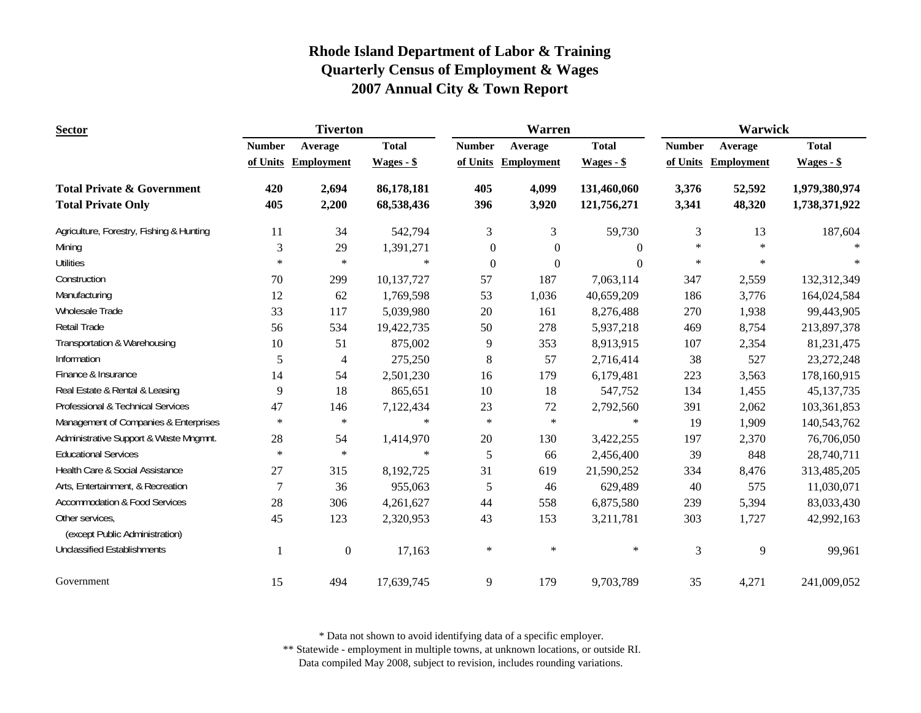# Rhode Island Department of Labor & Training
## Quarterly Census of Employment & Wages
## 2007 Annual City & Town Report

| Sector | Tiverton | | | Warren | | | Warwick | | |
|---|---|---|---|---|---|---|---|---|---|
| | Number of Units | Average Employment | Total Wages - $ | Number of Units | Average Employment | Total Wages - $ | Number of Units | Average Employment | Total Wages - $ |
| **Total Private & Government** | **420** | **2,694** | **86,178,181** | **405** | **4,099** | **131,460,060** | **3,376** | **52,592** | **1,979,380,974** |
| **Total Private Only** | **405** | **2,200** | **68,538,436** | **396** | **3,920** | **121,756,271** | **3,341** | **48,320** | **1,738,371,922** |
| Agriculture, Forestry, Fishing & Hunting | 11 | 34 | 542,794 | 3 | 3 | 59,730 | 3 | 13 | 187,604 |
| Mining | 3 | 29 | 1,391,271 | 0 | 0 | 0 | * | * | * |
| Utilities | * | * | * | 0 | 0 | 0 | * | * | * |
| Construction | 70 | 299 | 10,137,727 | 57 | 187 | 7,063,114 | 347 | 2,559 | 132,312,349 |
| Manufacturing | 12 | 62 | 1,769,598 | 53 | 1,036 | 40,659,209 | 186 | 3,776 | 164,024,584 |
| Wholesale Trade | 33 | 117 | 5,039,980 | 20 | 161 | 8,276,488 | 270 | 1,938 | 99,443,905 |
| Retail Trade | 56 | 534 | 19,422,735 | 50 | 278 | 5,937,218 | 469 | 8,754 | 213,897,378 |
| Transportation & Warehousing | 10 | 51 | 875,002 | 9 | 353 | 8,913,915 | 107 | 2,354 | 81,231,475 |
| Information | 5 | 4 | 275,250 | 8 | 57 | 2,716,414 | 38 | 527 | 23,272,248 |
| Finance & Insurance | 14 | 54 | 2,501,230 | 16 | 179 | 6,179,481 | 223 | 3,563 | 178,160,915 |
| Real Estate & Rental & Leasing | 9 | 18 | 865,651 | 10 | 18 | 547,752 | 134 | 1,455 | 45,137,735 |
| Professional & Technical Services | 47 | 146 | 7,122,434 | 23 | 72 | 2,792,560 | 391 | 2,062 | 103,361,853 |
| Management of Companies & Enterprises | * | * | * | * | * | * | 19 | 1,909 | 140,543,762 |
| Administrative Support & Waste Mngmnt. | 28 | 54 | 1,414,970 | 20 | 130 | 3,422,255 | 197 | 2,370 | 76,706,050 |
| Educational Services | * | * | * | 5 | 66 | 2,456,400 | 39 | 848 | 28,740,711 |
| Health Care & Social Assistance | 27 | 315 | 8,192,725 | 31 | 619 | 21,590,252 | 334 | 8,476 | 313,485,205 |
| Arts, Entertainment, & Recreation | 7 | 36 | 955,063 | 5 | 46 | 629,489 | 40 | 575 | 11,030,071 |
| Accommodation & Food Services | 28 | 306 | 4,261,627 | 44 | 558 | 6,875,580 | 239 | 5,394 | 83,033,430 |
| Other services, (except Public Administration) | 45 | 123 | 2,320,953 | 43 | 153 | 3,211,781 | 303 | 1,727 | 42,992,163 |
| Unclassified Establishments | 1 | 0 | 17,163 | * | * | * | 3 | 9 | 99,961 |
| Government | 15 | 494 | 17,639,745 | 9 | 179 | 9,703,789 | 35 | 4,271 | 241,009,052 |

\* Data not shown to avoid identifying data of a specific employer.

** Statewide - employment in multiple towns, at unknown locations, or outside RI.

Data compiled May 2008, subject to revision, includes rounding variations.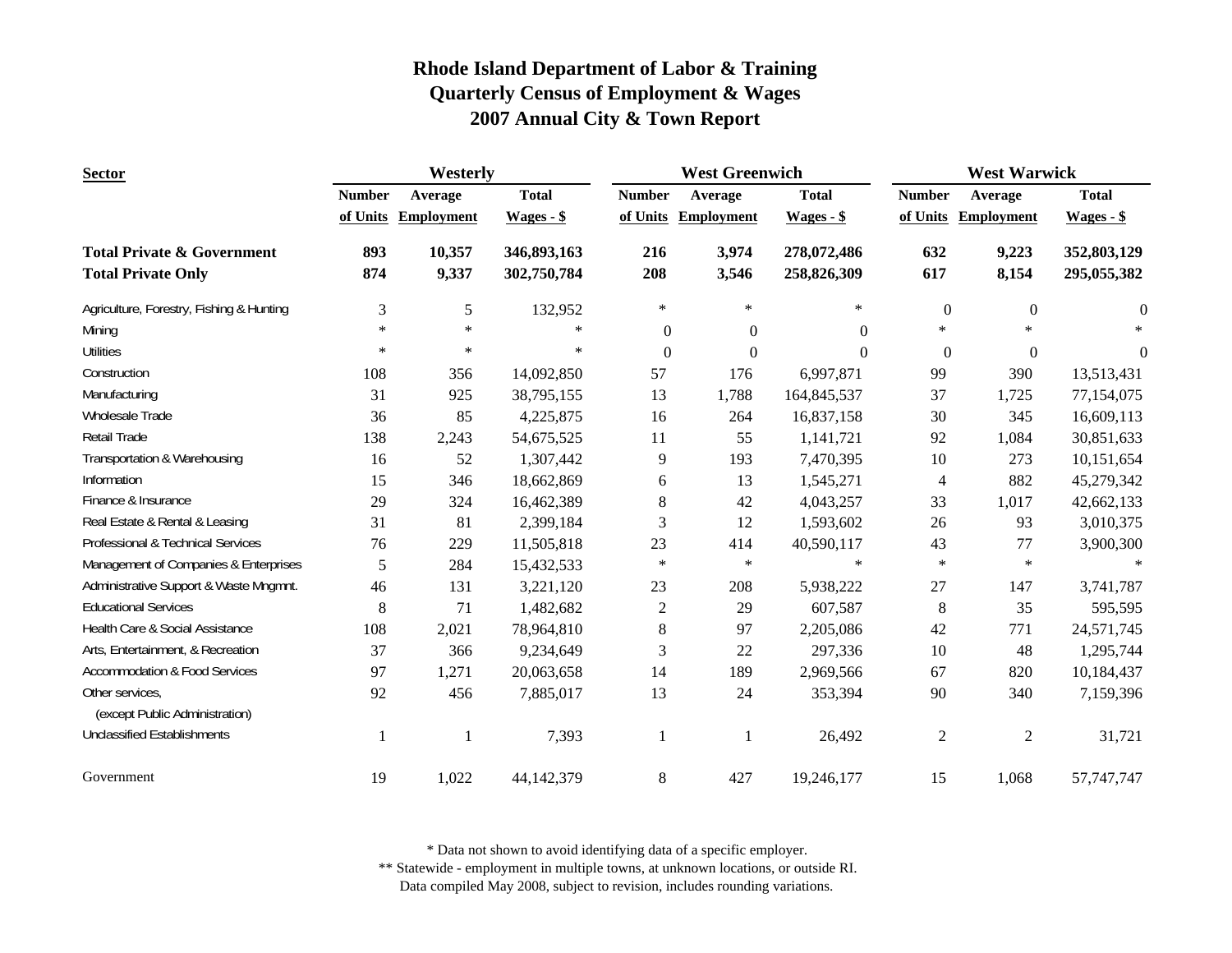# Rhode Island Department of Labor & Training
## Quarterly Census of Employment & Wages
## 2007 Annual City & Town Report

| Sector | Westerly | | | West Greenwich | | | West Warwick | | |
|---|---|---|---|---|---|---|---|---|---|
| | Number of Units | Average Employment | Total Wages - $ | Number of Units | Average Employment | Total Wages - $ | Number of Units | Average Employment | Total Wages - $ |
| **Total Private & Government** | **893** | **10,357** | **346,893,163** | **216** | **3,974** | **278,072,486** | **632** | **9,223** | **352,803,129** |
| **Total Private Only** | **874** | **9,337** | **302,750,784** | **208** | **3,546** | **258,826,309** | **617** | **8,154** | **295,055,382** |
| Agriculture, Forestry, Fishing & Hunting | 3 | 5 | 132,952 | * | * | * | 0 | 0 | 0 |
| Mining | * | * | * | 0 | 0 | 0 | * | * | * |
| Utilities | * | * | * | 0 | 0 | 0 | 0 | 0 | 0 |
| Construction | 108 | 356 | 14,092,850 | 57 | 176 | 6,997,871 | 99 | 390 | 13,513,431 |
| Manufacturing | 31 | 925 | 38,795,155 | 13 | 1,788 | 164,845,537 | 37 | 1,725 | 77,154,075 |
| Wholesale Trade | 36 | 85 | 4,225,875 | 16 | 264 | 16,837,158 | 30 | 345 | 16,609,113 |
| Retail Trade | 138 | 2,243 | 54,675,525 | 11 | 55 | 1,141,721 | 92 | 1,084 | 30,851,633 |
| Transportation & Warehousing | 16 | 52 | 1,307,442 | 9 | 193 | 7,470,395 | 10 | 273 | 10,151,654 |
| Information | 15 | 346 | 18,662,869 | 6 | 13 | 1,545,271 | 4 | 882 | 45,279,342 |
| Finance & Insurance | 29 | 324 | 16,462,389 | 8 | 42 | 4,043,257 | 33 | 1,017 | 42,662,133 |
| Real Estate & Rental & Leasing | 31 | 81 | 2,399,184 | 3 | 12 | 1,593,602 | 26 | 93 | 3,010,375 |
| Professional & Technical Services | 76 | 229 | 11,505,818 | 23 | 414 | 40,590,117 | 43 | 77 | 3,900,300 |
| Management of Companies & Enterprises | 5 | 284 | 15,432,533 | * | * | * | * | * | * |
| Administrative Support & Waste Mngmnt. | 46 | 131 | 3,221,120 | 23 | 208 | 5,938,222 | 27 | 147 | 3,741,787 |
| Educational Services | 8 | 71 | 1,482,682 | 2 | 29 | 607,587 | 8 | 35 | 595,595 |
| Health Care & Social Assistance | 108 | 2,021 | 78,964,810 | 8 | 97 | 2,205,086 | 42 | 771 | 24,571,745 |
| Arts, Entertainment, & Recreation | 37 | 366 | 9,234,649 | 3 | 22 | 297,336 | 10 | 48 | 1,295,744 |
| Accommodation & Food Services | 97 | 1,271 | 20,063,658 | 14 | 189 | 2,969,566 | 67 | 820 | 10,184,437 |
| Other services, (except Public Administration) | 92 | 456 | 7,885,017 | 13 | 24 | 353,394 | 90 | 340 | 7,159,396 |
| Unclassified Establishments | 1 | 1 | 7,393 | 1 | 1 | 26,492 | 2 | 2 | 31,721 |
| Government | 19 | 1,022 | 44,142,379 | 8 | 427 | 19,246,177 | 15 | 1,068 | 57,747,747 |

* Data not shown to avoid identifying data of a specific employer.
** Statewide - employment in multiple towns, at unknown locations, or outside RI.
Data compiled May 2008, subject to revision, includes rounding variations.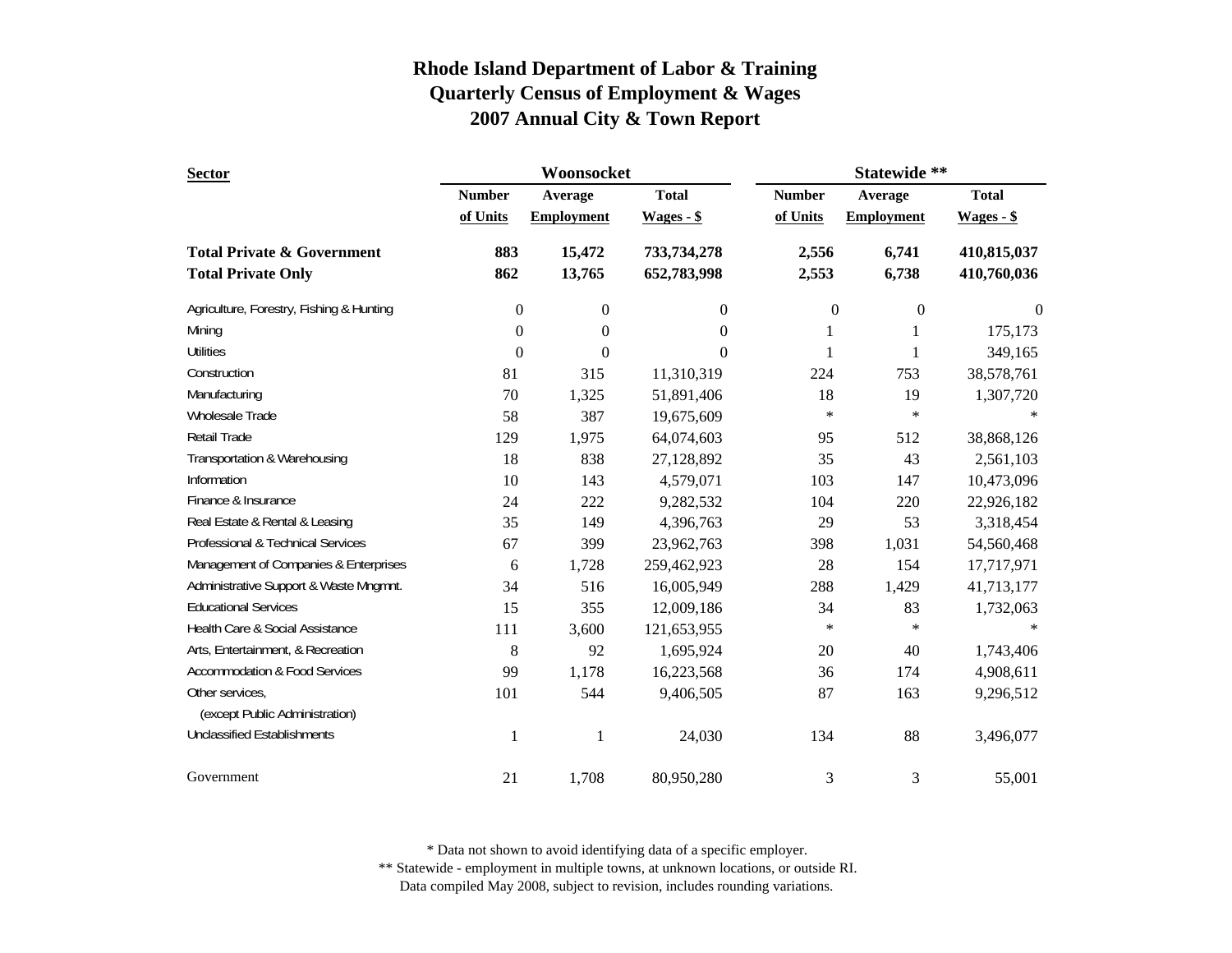# Rhode Island Department of Labor & Training
## Quarterly Census of Employment & Wages
## 2007 Annual City & Town Report

| Sector | Woonsocket | | | Statewide ** | | |
|---|---|---|---|---|---|---|
| | Number of Units | Average Employment | Total Wages - $ | Number of Units | Average Employment | Total Wages - $ |
| **Total Private & Government** | **883** | **15,472** | **733,734,278** | **2,556** | **6,741** | **410,815,037** |
| **Total Private Only** | **862** | **13,765** | **652,783,998** | **2,553** | **6,738** | **410,760,036** |
| Agriculture, Forestry, Fishing & Hunting | 0 | 0 | 0 | 0 | 0 | 0 |
| Mining | 0 | 0 | 0 | 1 | 1 | 175,173 |
| Utilities | 0 | 0 | 0 | 1 | 1 | 349,165 |
| Construction | 81 | 315 | 11,310,319 | 224 | 753 | 38,578,761 |
| Manufacturing | 70 | 1,325 | 51,891,406 | 18 | 19 | 1,307,720 |
| Wholesale Trade | 58 | 387 | 19,675,609 | * | * | * |
| Retail Trade | 129 | 1,975 | 64,074,603 | 95 | 512 | 38,868,126 |
| Transportation & Warehousing | 18 | 838 | 27,128,892 | 35 | 43 | 2,561,103 |
| Information | 10 | 143 | 4,579,071 | 103 | 147 | 10,473,096 |
| Finance & Insurance | 24 | 222 | 9,282,532 | 104 | 220 | 22,926,182 |
| Real Estate & Rental & Leasing | 35 | 149 | 4,396,763 | 29 | 53 | 3,318,454 |
| Professional & Technical Services | 67 | 399 | 23,962,763 | 398 | 1,031 | 54,560,468 |
| Management of Companies & Enterprises | 6 | 1,728 | 259,462,923 | 28 | 154 | 17,717,971 |
| Administrative Support & Waste Mngmnt. | 34 | 516 | 16,005,949 | 288 | 1,429 | 41,713,177 |
| Educational Services | 15 | 355 | 12,009,186 | 34 | 83 | 1,732,063 |
| Health Care & Social Assistance | 111 | 3,600 | 121,653,955 | * | * | * |
| Arts, Entertainment, & Recreation | 8 | 92 | 1,695,924 | 20 | 40 | 1,743,406 |
| Accommodation & Food Services | 99 | 1,178 | 16,223,568 | 36 | 174 | 4,908,611 |
| Other services, (except Public Administration) | 101 | 544 | 9,406,505 | 87 | 163 | 9,296,512 |
| Unclassified Establishments | 1 | 1 | 24,030 | 134 | 88 | 3,496,077 |
| Government | 21 | 1,708 | 80,950,280 | 3 | 3 | 55,001 |

* Data not shown to avoid identifying data of a specific employer.
** Statewide - employment in multiple towns, at unknown locations, or outside RI.
Data compiled May 2008, subject to revision, includes rounding variations.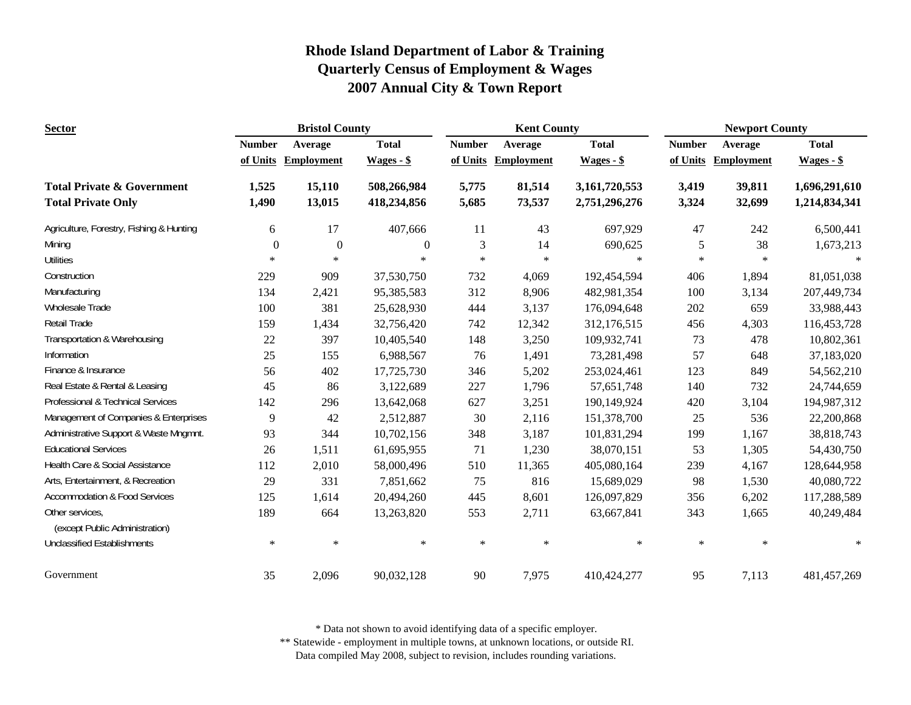# Rhode Island Department of Labor & Training
## Quarterly Census of Employment & Wages
## 2007 Annual City & Town Report

| Sector | Bristol County | | | Kent County | | | Newport County | | |
|---|---|---|---|---|---|---|---|---|---|
| | Number of Units | Average Employment | Total Wages - $ | Number of Units | Average Employment | Total Wages - $ | Number of Units | Average Employment | Total Wages - $ |
| **Total Private & Government** | **1,525** | **15,110** | **508,266,984** | **5,775** | **81,514** | **3,161,720,553** | **3,419** | **39,811** | **1,696,291,610** |
| **Total Private Only** | **1,490** | **13,015** | **418,234,856** | **5,685** | **73,537** | **2,751,296,276** | **3,324** | **32,699** | **1,214,834,341** |
| Agriculture, Forestry, Fishing & Hunting | 6 | 17 | 407,666 | 11 | 43 | 697,929 | 47 | 242 | 6,500,441 |
| Mining | 0 | 0 | 0 | 3 | 14 | 690,625 | 5 | 38 | 1,673,213 |
| Utilities | * | * | * | * | * | * | * | * | * |
| Construction | 229 | 909 | 37,530,750 | 732 | 4,069 | 192,454,594 | 406 | 1,894 | 81,051,038 |
| Manufacturing | 134 | 2,421 | 95,385,583 | 312 | 8,906 | 482,981,354 | 100 | 3,134 | 207,449,734 |
| Wholesale Trade | 100 | 381 | 25,628,930 | 444 | 3,137 | 176,094,648 | 202 | 659 | 33,988,443 |
| Retail Trade | 159 | 1,434 | 32,756,420 | 742 | 12,342 | 312,176,515 | 456 | 4,303 | 116,453,728 |
| Transportation & Warehousing | 22 | 397 | 10,405,540 | 148 | 3,250 | 109,932,741 | 73 | 478 | 10,802,361 |
| Information | 25 | 155 | 6,988,567 | 76 | 1,491 | 73,281,498 | 57 | 648 | 37,183,020 |
| Finance & Insurance | 56 | 402 | 17,725,730 | 346 | 5,202 | 253,024,461 | 123 | 849 | 54,562,210 |
| Real Estate & Rental & Leasing | 45 | 86 | 3,122,689 | 227 | 1,796 | 57,651,748 | 140 | 732 | 24,744,659 |
| Professional & Technical Services | 142 | 296 | 13,642,068 | 627 | 3,251 | 190,149,924 | 420 | 3,104 | 194,987,312 |
| Management of Companies & Enterprises | 9 | 42 | 2,512,887 | 30 | 2,116 | 151,378,700 | 25 | 536 | 22,200,868 |
| Administrative Support & Waste Mngmnt. | 93 | 344 | 10,702,156 | 348 | 3,187 | 101,831,294 | 199 | 1,167 | 38,818,743 |
| Educational Services | 26 | 1,511 | 61,695,955 | 71 | 1,230 | 38,070,151 | 53 | 1,305 | 54,430,750 |
| Health Care & Social Assistance | 112 | 2,010 | 58,000,496 | 510 | 11,365 | 405,080,164 | 239 | 4,167 | 128,644,958 |
| Arts, Entertainment, & Recreation | 29 | 331 | 7,851,662 | 75 | 816 | 15,689,029 | 98 | 1,530 | 40,080,722 |
| Accommodation & Food Services | 125 | 1,614 | 20,494,260 | 445 | 8,601 | 126,097,829 | 356 | 6,202 | 117,288,589 |
| Other services, (except Public Administration) | 189 | 664 | 13,263,820 | 553 | 2,711 | 63,667,841 | 343 | 1,665 | 40,249,484 |
| Unclassified Establishments | * | * | * | * | * | * | * | * | * |
| Government | 35 | 2,096 | 90,032,128 | 90 | 7,975 | 410,424,277 | 95 | 7,113 | 481,457,269 |

\* Data not shown to avoid identifying data of a specific employer.
\*\* Statewide - employment in multiple towns, at unknown locations, or outside RI.
Data compiled May 2008, subject to revision, includes rounding variations.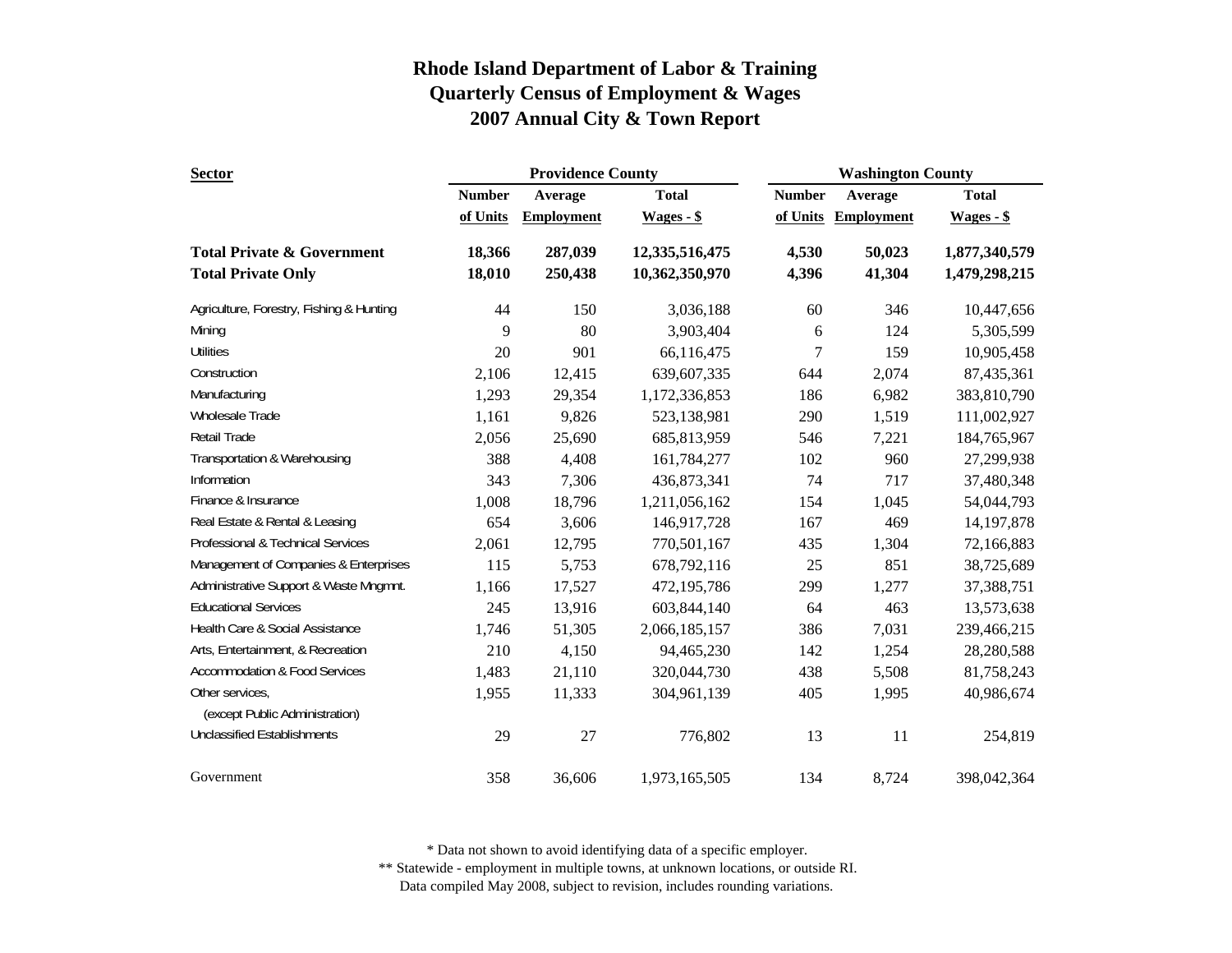# Rhode Island Department of Labor & Training
## Quarterly Census of Employment & Wages
## 2007 Annual City & Town Report

| Sector | Providence County | | | Washington County | | |
|---|---|---|---|---|---|---|
| | Number of Units | Average Employment | Total Wages - $ | Number of Units | Average Employment | Total Wages - $ |
| **Total Private & Government** | **18,366** | **287,039** | **12,335,516,475** | **4,530** | **50,023** | **1,877,340,579** |
| **Total Private Only** | **18,010** | **250,438** | **10,362,350,970** | **4,396** | **41,304** | **1,479,298,215** |
| Agriculture, Forestry, Fishing & Hunting | 44 | 150 | 3,036,188 | 60 | 346 | 10,447,656 |
| Mining | 9 | 80 | 3,903,404 | 6 | 124 | 5,305,599 |
| Utilities | 20 | 901 | 66,116,475 | 7 | 159 | 10,905,458 |
| Construction | 2,106 | 12,415 | 639,607,335 | 644 | 2,074 | 87,435,361 |
| Manufacturing | 1,293 | 29,354 | 1,172,336,853 | 186 | 6,982 | 383,810,790 |
| Wholesale Trade | 1,161 | 9,826 | 523,138,981 | 290 | 1,519 | 111,002,927 |
| Retail Trade | 2,056 | 25,690 | 685,813,959 | 546 | 7,221 | 184,765,967 |
| Transportation & Warehousing | 388 | 4,408 | 161,784,277 | 102 | 960 | 27,299,938 |
| Information | 343 | 7,306 | 436,873,341 | 74 | 717 | 37,480,348 |
| Finance & Insurance | 1,008 | 18,796 | 1,211,056,162 | 154 | 1,045 | 54,044,793 |
| Real Estate & Rental & Leasing | 654 | 3,606 | 146,917,728 | 167 | 469 | 14,197,878 |
| Professional & Technical Services | 2,061 | 12,795 | 770,501,167 | 435 | 1,304 | 72,166,883 |
| Management of Companies & Enterprises | 115 | 5,753 | 678,792,116 | 25 | 851 | 38,725,689 |
| Administrative Support & Waste Mngmnt. | 1,166 | 17,527 | 472,195,786 | 299 | 1,277 | 37,388,751 |
| Educational Services | 245 | 13,916 | 603,844,140 | 64 | 463 | 13,573,638 |
| Health Care & Social Assistance | 1,746 | 51,305 | 2,066,185,157 | 386 | 7,031 | 239,466,215 |
| Arts, Entertainment, & Recreation | 210 | 4,150 | 94,465,230 | 142 | 1,254 | 28,280,588 |
| Accommodation & Food Services | 1,483 | 21,110 | 320,044,730 | 438 | 5,508 | 81,758,243 |
| Other services, (except Public Administration) | 1,955 | 11,333 | 304,961,139 | 405 | 1,995 | 40,986,674 |
| Unclassified Establishments | 29 | 27 | 776,802 | 13 | 11 | 254,819 |
| Government | 358 | 36,606 | 1,973,165,505 | 134 | 8,724 | 398,042,364 |

\* Data not shown to avoid identifying data of a specific employer.

\*\* Statewide - employment in multiple towns, at unknown locations, or outside RI.

Data compiled May 2008, subject to revision, includes rounding variations.